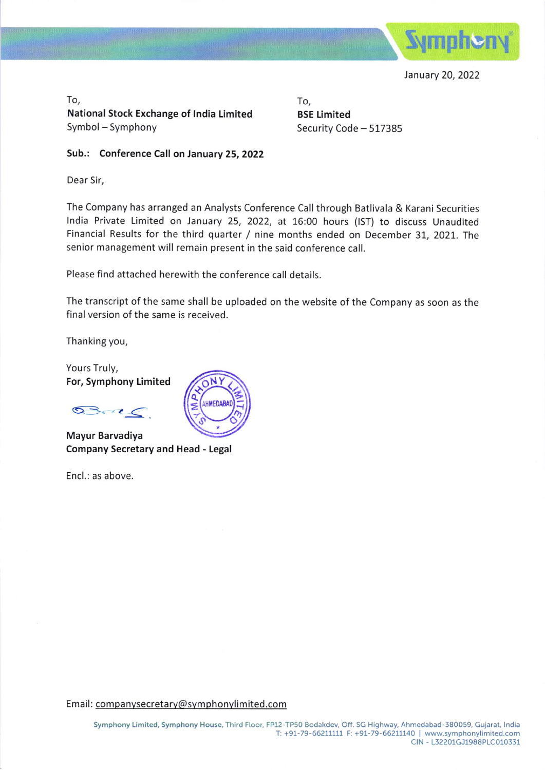January 20, 2022

To,
**National Stock Exchange of India Limited**
Symbol – Symphony

To,
**BSE Limited**
Security Code – 517385

**Sub.: Conference Call on January 25, 2022**

Dear Sir,

The Company has arranged an Analysts Conference Call through Batlivala & Karani Securities India Private Limited on January 25, 2022, at 16:00 hours (IST) to discuss Unaudited Financial Results for the third quarter / nine months ended on December 31, 2021. The senior management will remain present in the said conference call.

Please find attached herewith the conference call details.

The transcript of the same shall be uploaded on the website of the Company as soon as the final version of the same is received.

Thanking you,

Yours Truly,
**For, Symphony Limited**

**Mayur Barvadiya**
**Company Secretary and Head - Legal**

Encl.: as above.

Email: companysecretary@symphonylimited.com

**Symphony Limited, Symphony House,** Third Floor, FP12-TP50 Bodakdev, Off. SG Highway, Ahmedabad-380059, Gujarat, India
T: +91-79-66211111 F: +91-79-66211140 | www.symphonylimited.com
CIN - L32201GJ1988PLC010331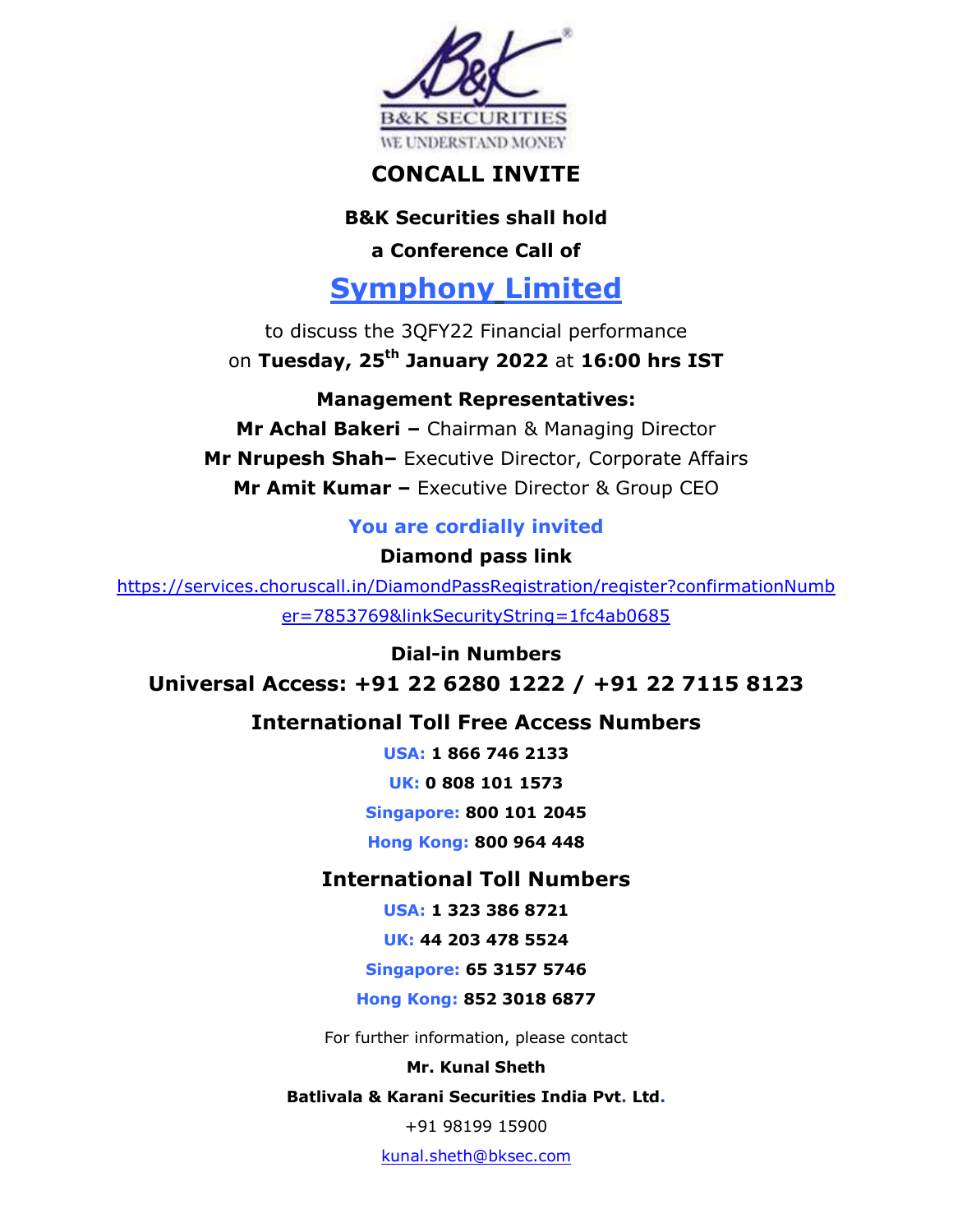B&K SECURITIES

WE UNDERSTAND MONEY

# CONCALL INVITE

**B&K Securities shall hold**

**a Conference Call of**

## Symphony Limited

to discuss the 3QFY22 Financial performance
on **Tuesday, 25th January 2022** at **16:00 hrs IST**

**Management Representatives:**

**Mr Achal Bakeri –** Chairman & Managing Director
**Mr Nrupesh Shah–** Executive Director, Corporate Affairs
**Mr Amit Kumar –** Executive Director & Group CEO

**You are cordially invited**

**Diamond pass link**

https://services.choruscall.in/DiamondPassRegistration/register?confirmationNumber=7853769&linkSecurityString=1fc4ab0685

**Dial-in Numbers**

**Universal Access: +91 22 6280 1222 / +91 22 7115 8123**

### International Toll Free Access Numbers

**USA: 1 866 746 2133**

**UK: 0 808 101 1573**

**Singapore: 800 101 2045**

**Hong Kong: 800 964 448**

### International Toll Numbers

**USA: 1 323 386 8721**

**UK: 44 203 478 5524**

**Singapore: 65 3157 5746**

**Hong Kong: 852 3018 6877**

For further information, please contact

**Mr. Kunal Sheth**

**Batlivala & Karani Securities India Pvt. Ltd.**

+91 98199 15900

kunal.sheth@bksec.com